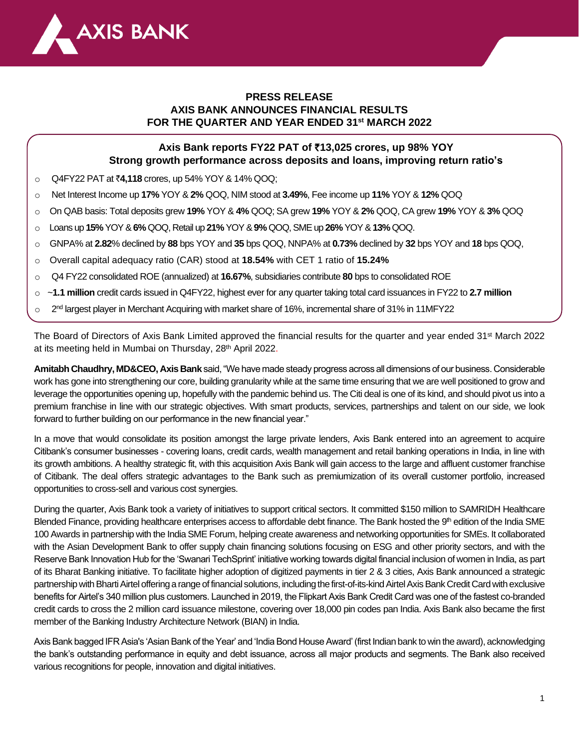**PRESS RELEASE**
**AXIS BANK ANNOUNCES FINANCIAL RESULTS**
**FOR THE QUARTER AND YEAR ENDED 31st MARCH 2022**

### Axis Bank reports FY22 PAT of ₹13,025 crores, up 98% YOY
### Strong growth performance across deposits and loans, improving return ratio's

- Q4FY22 PAT at ₹**4,118** crores, up 54% YOY & 14% QOQ;
- Net Interest Income up **17%** YOY & **2%** QOQ, NIM stood at **3.49%**, Fee income up **11%** YOY & **12%** QOQ
- On QAB basis: Total deposits grew **19%** YOY & **4%** QOQ; SA grew **19%** YOY & **2%** QOQ, CA grew **19%** YOY & **3%** QOQ
- Loans up **15%** YOY & **6%** QOQ, Retail up **21%** YOY & **9%** QOQ, SME up **26%** YOY & **13%** QOQ.
- GNPA% at **2.82**% declined by **88** bps YOY and **35** bps QOQ, NNPA% at **0.73%** declined by **32** bps YOY and **18** bps QOQ,
- Overall capital adequacy ratio (CAR) stood at **18.54%** with CET 1 ratio of **15.24%**
- Q4 FY22 consolidated ROE (annualized) at **16.67%**, subsidiaries contribute **80** bps to consolidated ROE
- ~**1.1 million** credit cards issued in Q4FY22, highest ever for any quarter taking total card issuances in FY22 to **2.7 million**
- 2nd largest player in Merchant Acquiring with market share of 16%, incremental share of 31% in 11MFY22

The Board of Directors of Axis Bank Limited approved the financial results for the quarter and year ended 31st March 2022 at its meeting held in Mumbai on Thursday, 28th April 2022.

**Amitabh Chaudhry, MD&CEO, Axis Bank** said, "We have made steady progress across all dimensions of our business. Considerable work has gone into strengthening our core, building granularity while at the same time ensuring that we are well positioned to grow and leverage the opportunities opening up, hopefully with the pandemic behind us. The Citi deal is one of its kind, and should pivot us into a premium franchise in line with our strategic objectives. With smart products, services, partnerships and talent on our side, we look forward to further building on our performance in the new financial year."

In a move that would consolidate its position amongst the large private lenders, Axis Bank entered into an agreement to acquire Citibank's consumer businesses - covering loans, credit cards, wealth management and retail banking operations in India, in line with its growth ambitions. A healthy strategic fit, with this acquisition Axis Bank will gain access to the large and affluent customer franchise of Citibank. The deal offers strategic advantages to the Bank such as premiumization of its overall customer portfolio, increased opportunities to cross-sell and various cost synergies.

During the quarter, Axis Bank took a variety of initiatives to support critical sectors. It committed $150 million to SAMRIDH Healthcare Blended Finance, providing healthcare enterprises access to affordable debt finance. The Bank hosted the 9th edition of the India SME 100 Awards in partnership with the India SME Forum, helping create awareness and networking opportunities for SMEs. It collaborated with the Asian Development Bank to offer supply chain financing solutions focusing on ESG and other priority sectors, and with the Reserve Bank Innovation Hub for the 'Swanari TechSprint' initiative working towards digital financial inclusion of women in India, as part of its Bharat Banking initiative. To facilitate higher adoption of digitized payments in tier 2 & 3 cities, Axis Bank announced a strategic partnership with Bharti Airtel offering a range of financial solutions, including the first-of-its-kind Airtel Axis Bank Credit Card with exclusive benefits for Airtel's 340 million plus customers. Launched in 2019, the Flipkart Axis Bank Credit Card was one of the fastest co-branded credit cards to cross the 2 million card issuance milestone, covering over 18,000 pin codes pan India. Axis Bank also became the first member of the Banking Industry Architecture Network (BIAN) in India.

Axis Bank bagged IFR Asia's 'Asian Bank of the Year' and 'India Bond House Award' (first Indian bank to win the award), acknowledging the bank's outstanding performance in equity and debt issuance, across all major products and segments. The Bank also received various recognitions for people, innovation and digital initiatives.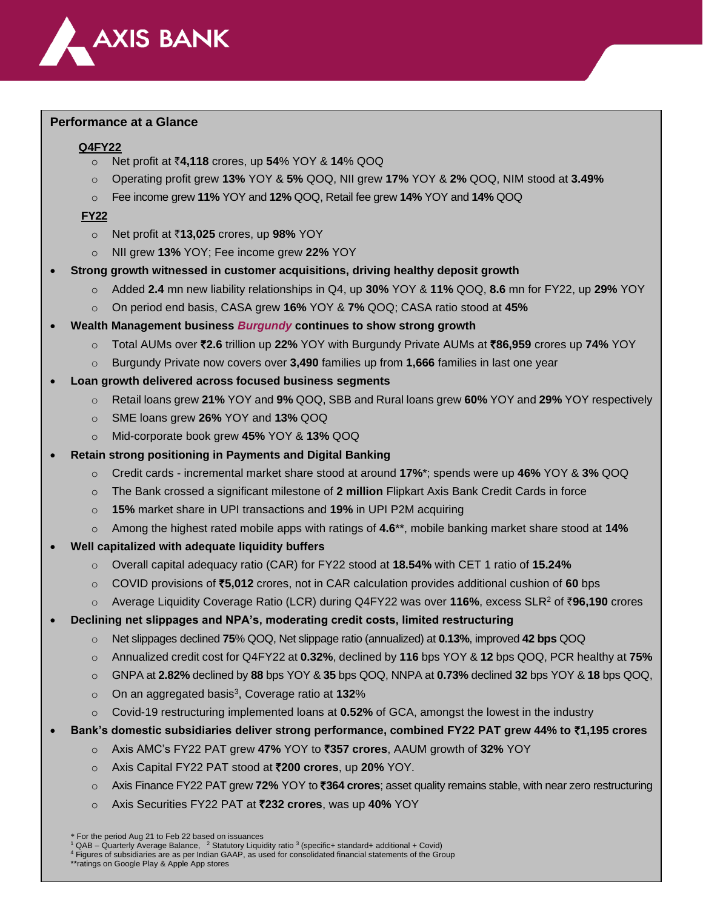## Performance at a Glance

**Q4FY22**

- Net profit at ₹**4,118** crores, up **54**% YOY & **14**% QOQ
- Operating profit grew **13%** YOY & **5%** QOQ, NII grew **17%** YOY & **2%** QOQ, NIM stood at **3.49%**
- Fee income grew **11%** YOY and **12%** QOQ, Retail fee grew **14%** YOY and **14%** QOQ

**FY22**

- Net profit at ₹**13,025** crores, up **98%** YOY
- NII grew **13%** YOY; Fee income grew **22%** YOY

- **Strong growth witnessed in customer acquisitions, driving healthy deposit growth**
  - Added **2.4** mn new liability relationships in Q4, up **30%** YOY & **11%** QOQ, **8.6** mn for FY22, up **29%** YOY
  - On period end basis, CASA grew **16%** YOY & **7%** QOQ; CASA ratio stood at **45%**
- **Wealth Management business *Burgundy* continues to show strong growth**
  - Total AUMs over **₹2.6** trillion up **22%** YOY with Burgundy Private AUMs at **₹86,959** crores up **74%** YOY
  - Burgundy Private now covers over **3,490** families up from **1,666** families in last one year
- **Loan growth delivered across focused business segments**
  - Retail loans grew **21%** YOY and **9%** QOQ, SBB and Rural loans grew **60%** YOY and **29%** YOY respectively
  - SME loans grew **26%** YOY and **13%** QOQ
  - Mid-corporate book grew **45%** YOY & **13%** QOQ
- **Retain strong positioning in Payments and Digital Banking**
  - Credit cards - incremental market share stood at around **17%***; spends were up **46%** YOY & **3%** QOQ
  - The Bank crossed a significant milestone of **2 million** Flipkart Axis Bank Credit Cards in force
  - **15%** market share in UPI transactions and **19%** in UPI P2M acquiring
  - Among the highest rated mobile apps with ratings of **4.6****, mobile banking market share stood at **14%**
- **Well capitalized with adequate liquidity buffers**
  - Overall capital adequacy ratio (CAR) for FY22 stood at **18.54%** with CET 1 ratio of **15.24%**
  - COVID provisions of **₹5,012** crores, not in CAR calculation provides additional cushion of **60** bps
  - Average Liquidity Coverage Ratio (LCR) during Q4FY22 was over **116%**, excess SLR[2] of ₹**96,190** crores
- **Declining net slippages and NPA's, moderating credit costs, limited restructuring**
  - Net slippages declined **75**% QOQ, Net slippage ratio (annualized) at **0.13%**, improved **42 bps** QOQ
  - Annualized credit cost for Q4FY22 at **0.32%**, declined by **116** bps YOY & **12** bps QOQ, PCR healthy at **75%**
  - GNPA at **2.82%** declined by **88** bps YOY & **35** bps QOQ, NNPA at **0.73%** declined **32** bps YOY & **18** bps QOQ,
  - On an aggregated basis[3], Coverage ratio at **132**%
  - Covid-19 restructuring implemented loans at **0.52%** of GCA, amongst the lowest in the industry
- **Bank's domestic subsidiaries deliver strong performance, combined FY22 PAT grew 44% to ₹1,195 crores**
  - Axis AMC's FY22 PAT grew **47%** YOY to **₹357 crores**, AAUM growth of **32%** YOY
  - Axis Capital FY22 PAT stood at **₹200 crores**, up **20%** YOY.
  - Axis Finance FY22 PAT grew **72%** YOY to **₹364 crores**; asset quality remains stable, with near zero restructuring
  - Axis Securities FY22 PAT at **₹232 crores**, was up **40%** YOY

* For the period Aug 21 to Feb 22 based on issuances
[1] QAB – Quarterly Average Balance, [2] Statutory Liquidity ratio [3] (specific+ standard+ additional + Covid)
[4] Figures of subsidiaries are as per Indian GAAP, as used for consolidated financial statements of the Group
**ratings on Google Play & Apple App stores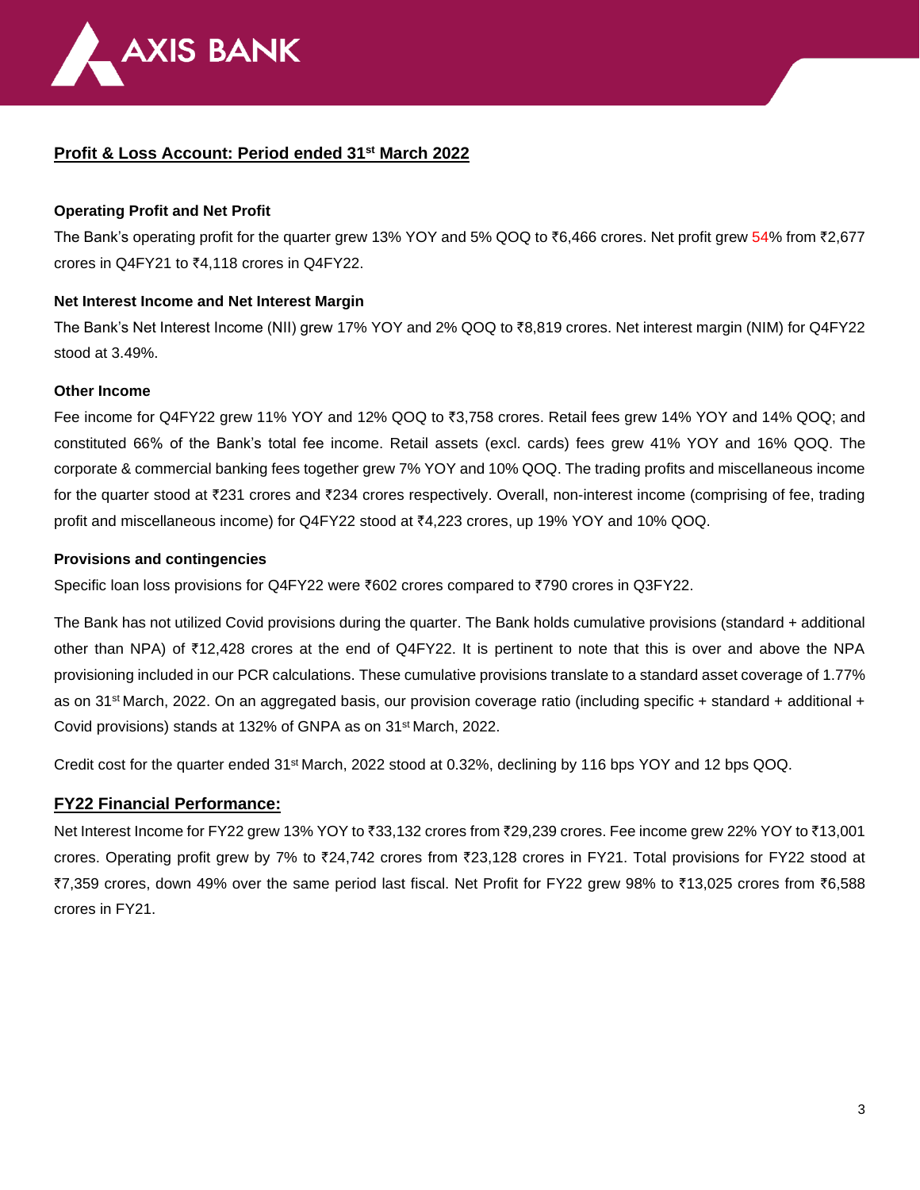## Profit & Loss Account: Period ended 31st March 2022

### Operating Profit and Net Profit

The Bank's operating profit for the quarter grew 13% YOY and 5% QOQ to ₹6,466 crores. Net profit grew 54% from ₹2,677 crores in Q4FY21 to ₹4,118 crores in Q4FY22.

### Net Interest Income and Net Interest Margin

The Bank's Net Interest Income (NII) grew 17% YOY and 2% QOQ to ₹8,819 crores. Net interest margin (NIM) for Q4FY22 stood at 3.49%.

### Other Income

Fee income for Q4FY22 grew 11% YOY and 12% QOQ to ₹3,758 crores. Retail fees grew 14% YOY and 14% QOQ; and constituted 66% of the Bank's total fee income. Retail assets (excl. cards) fees grew 41% YOY and 16% QOQ. The corporate & commercial banking fees together grew 7% YOY and 10% QOQ. The trading profits and miscellaneous income for the quarter stood at ₹231 crores and ₹234 crores respectively. Overall, non-interest income (comprising of fee, trading profit and miscellaneous income) for Q4FY22 stood at ₹4,223 crores, up 19% YOY and 10% QOQ.

### Provisions and contingencies

Specific loan loss provisions for Q4FY22 were ₹602 crores compared to ₹790 crores in Q3FY22.

The Bank has not utilized Covid provisions during the quarter. The Bank holds cumulative provisions (standard + additional other than NPA) of ₹12,428 crores at the end of Q4FY22. It is pertinent to note that this is over and above the NPA provisioning included in our PCR calculations. These cumulative provisions translate to a standard asset coverage of 1.77% as on 31st March, 2022. On an aggregated basis, our provision coverage ratio (including specific + standard + additional + Covid provisions) stands at 132% of GNPA as on 31st March, 2022.

Credit cost for the quarter ended 31st March, 2022 stood at 0.32%, declining by 116 bps YOY and 12 bps QOQ.

## FY22 Financial Performance:

Net Interest Income for FY22 grew 13% YOY to ₹33,132 crores from ₹29,239 crores. Fee income grew 22% YOY to ₹13,001 crores. Operating profit grew by 7% to ₹24,742 crores from ₹23,128 crores in FY21. Total provisions for FY22 stood at ₹7,359 crores, down 49% over the same period last fiscal. Net Profit for FY22 grew 98% to ₹13,025 crores from ₹6,588 crores in FY21.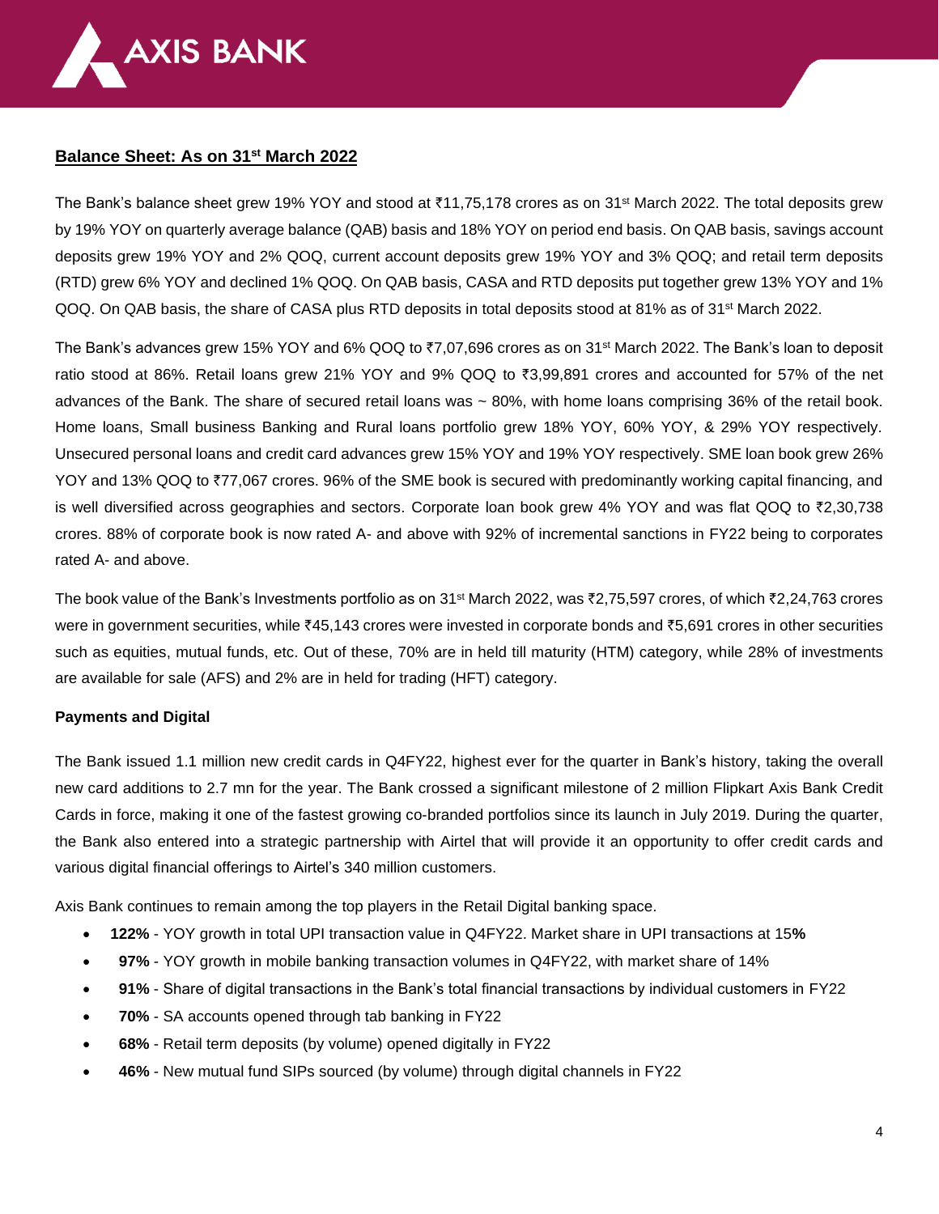## **Balance Sheet: As on 31st March 2022**

The Bank's balance sheet grew 19% YOY and stood at ₹11,75,178 crores as on 31st March 2022. The total deposits grew by 19% YOY on quarterly average balance (QAB) basis and 18% YOY on period end basis. On QAB basis, savings account deposits grew 19% YOY and 2% QOQ, current account deposits grew 19% YOY and 3% QOQ; and retail term deposits (RTD) grew 6% YOY and declined 1% QOQ. On QAB basis, CASA and RTD deposits put together grew 13% YOY and 1% QOQ. On QAB basis, the share of CASA plus RTD deposits in total deposits stood at 81% as of 31st March 2022.

The Bank's advances grew 15% YOY and 6% QOQ to ₹7,07,696 crores as on 31st March 2022. The Bank's loan to deposit ratio stood at 86%. Retail loans grew 21% YOY and 9% QOQ to ₹3,99,891 crores and accounted for 57% of the net advances of the Bank. The share of secured retail loans was ~ 80%, with home loans comprising 36% of the retail book. Home loans, Small business Banking and Rural loans portfolio grew 18% YOY, 60% YOY, & 29% YOY respectively. Unsecured personal loans and credit card advances grew 15% YOY and 19% YOY respectively. SME loan book grew 26% YOY and 13% QOQ to ₹77,067 crores. 96% of the SME book is secured with predominantly working capital financing, and is well diversified across geographies and sectors. Corporate loan book grew 4% YOY and was flat QOQ to ₹2,30,738 crores. 88% of corporate book is now rated A- and above with 92% of incremental sanctions in FY22 being to corporates rated A- and above.

The book value of the Bank's Investments portfolio as on 31st March 2022, was ₹2,75,597 crores, of which ₹2,24,763 crores were in government securities, while ₹45,143 crores were invested in corporate bonds and ₹5,691 crores in other securities such as equities, mutual funds, etc. Out of these, 70% are in held till maturity (HTM) category, while 28% of investments are available for sale (AFS) and 2% are in held for trading (HFT) category.

**Payments and Digital**

The Bank issued 1.1 million new credit cards in Q4FY22, highest ever for the quarter in Bank's history, taking the overall new card additions to 2.7 mn for the year. The Bank crossed a significant milestone of 2 million Flipkart Axis Bank Credit Cards in force, making it one of the fastest growing co-branded portfolios since its launch in July 2019. During the quarter, the Bank also entered into a strategic partnership with Airtel that will provide it an opportunity to offer credit cards and various digital financial offerings to Airtel's 340 million customers.

Axis Bank continues to remain among the top players in the Retail Digital banking space.

- **122%** - YOY growth in total UPI transaction value in Q4FY22. Market share in UPI transactions at 15**%**
- **97%** - YOY growth in mobile banking transaction volumes in Q4FY22, with market share of 14%
- **91%** - Share of digital transactions in the Bank's total financial transactions by individual customers in FY22
- **70%** - SA accounts opened through tab banking in FY22
- **68%** - Retail term deposits (by volume) opened digitally in FY22
- **46%** - New mutual fund SIPs sourced (by volume) through digital channels in FY22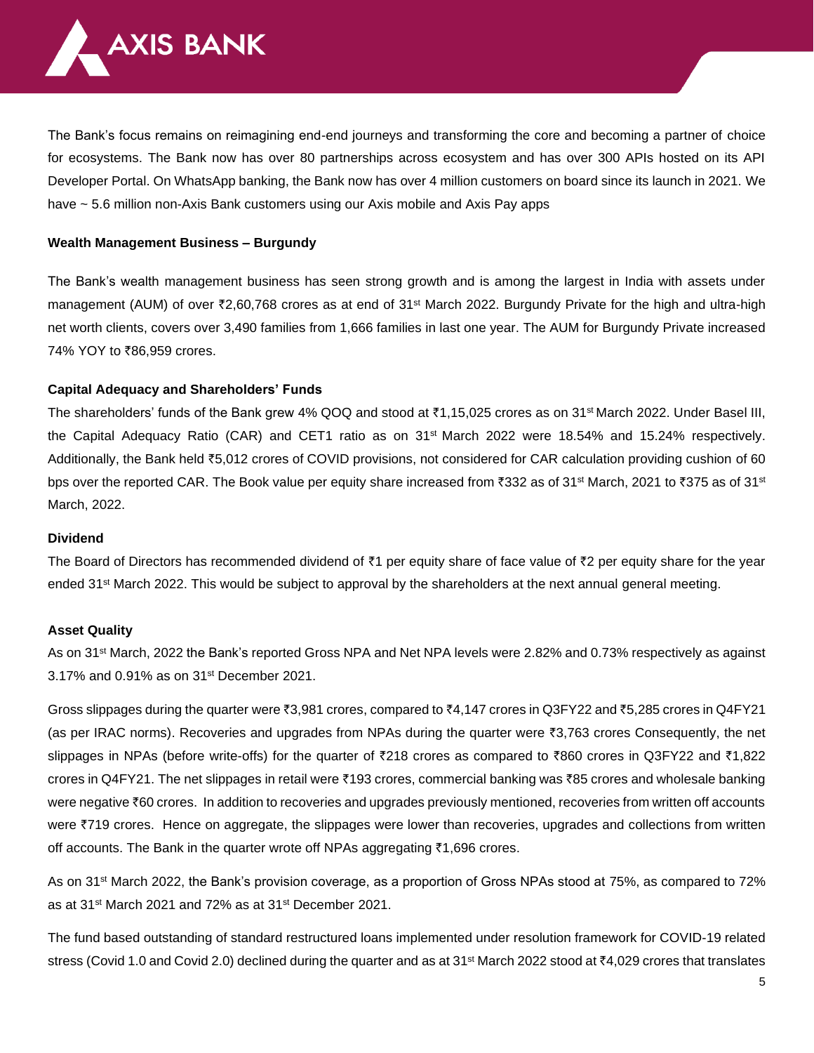The Bank's focus remains on reimagining end-end journeys and transforming the core and becoming a partner of choice for ecosystems. The Bank now has over 80 partnerships across ecosystem and has over 300 APIs hosted on its API Developer Portal. On WhatsApp banking, the Bank now has over 4 million customers on board since its launch in 2021. We have ~ 5.6 million non-Axis Bank customers using our Axis mobile and Axis Pay apps

**Wealth Management Business – Burgundy**

The Bank's wealth management business has seen strong growth and is among the largest in India with assets under management (AUM) of over ₹2,60,768 crores as at end of 31st March 2022. Burgundy Private for the high and ultra-high net worth clients, covers over 3,490 families from 1,666 families in last one year. The AUM for Burgundy Private increased 74% YOY to ₹86,959 crores.

**Capital Adequacy and Shareholders' Funds**

The shareholders' funds of the Bank grew 4% QOQ and stood at ₹1,15,025 crores as on 31st March 2022. Under Basel III, the Capital Adequacy Ratio (CAR) and CET1 ratio as on 31st March 2022 were 18.54% and 15.24% respectively. Additionally, the Bank held ₹5,012 crores of COVID provisions, not considered for CAR calculation providing cushion of 60 bps over the reported CAR. The Book value per equity share increased from ₹332 as of 31st March, 2021 to ₹375 as of 31st March, 2022.

**Dividend**

The Board of Directors has recommended dividend of ₹1 per equity share of face value of ₹2 per equity share for the year ended 31st March 2022. This would be subject to approval by the shareholders at the next annual general meeting.

**Asset Quality**

As on 31st March, 2022 the Bank's reported Gross NPA and Net NPA levels were 2.82% and 0.73% respectively as against 3.17% and 0.91% as on 31st December 2021.

Gross slippages during the quarter were ₹3,981 crores, compared to ₹4,147 crores in Q3FY22 and ₹5,285 crores in Q4FY21 (as per IRAC norms). Recoveries and upgrades from NPAs during the quarter were ₹3,763 crores Consequently, the net slippages in NPAs (before write-offs) for the quarter of ₹218 crores as compared to ₹860 crores in Q3FY22 and ₹1,822 crores in Q4FY21. The net slippages in retail were ₹193 crores, commercial banking was ₹85 crores and wholesale banking were negative ₹60 crores. In addition to recoveries and upgrades previously mentioned, recoveries from written off accounts were ₹719 crores. Hence on aggregate, the slippages were lower than recoveries, upgrades and collections from written off accounts. The Bank in the quarter wrote off NPAs aggregating ₹1,696 crores.

As on 31st March 2022, the Bank's provision coverage, as a proportion of Gross NPAs stood at 75%, as compared to 72% as at 31st March 2021 and 72% as at 31st December 2021.

The fund based outstanding of standard restructured loans implemented under resolution framework for COVID-19 related stress (Covid 1.0 and Covid 2.0) declined during the quarter and as at 31st March 2022 stood at ₹4,029 crores that translates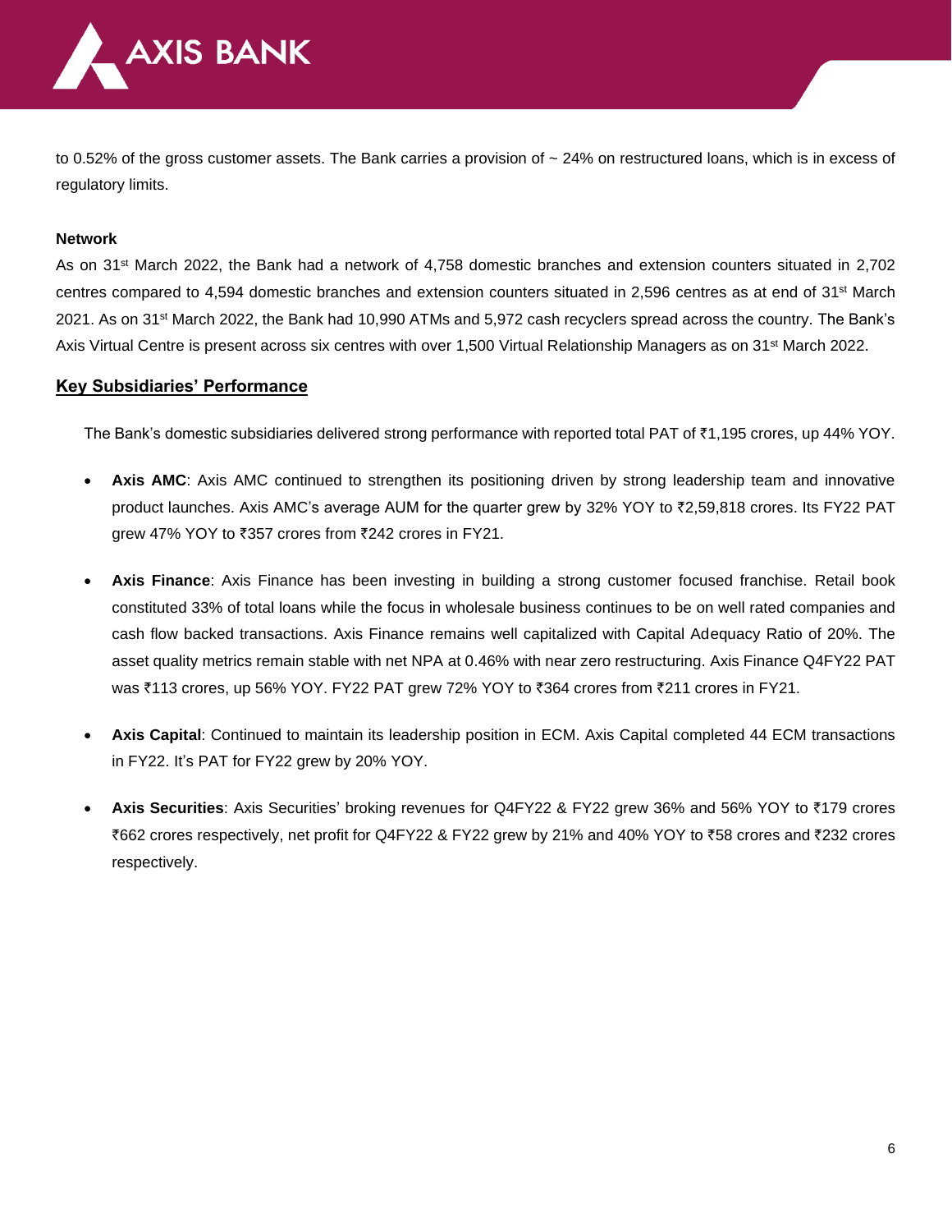to 0.52% of the gross customer assets. The Bank carries a provision of ~ 24% on restructured loans, which is in excess of regulatory limits.

**Network**

As on 31st March 2022, the Bank had a network of 4,758 domestic branches and extension counters situated in 2,702 centres compared to 4,594 domestic branches and extension counters situated in 2,596 centres as at end of 31st March 2021. As on 31st March 2022, the Bank had 10,990 ATMs and 5,972 cash recyclers spread across the country. The Bank's Axis Virtual Centre is present across six centres with over 1,500 Virtual Relationship Managers as on 31st March 2022.

## Key Subsidiaries' Performance

The Bank's domestic subsidiaries delivered strong performance with reported total PAT of ₹1,195 crores, up 44% YOY.

- **Axis AMC**: Axis AMC continued to strengthen its positioning driven by strong leadership team and innovative product launches. Axis AMC's average AUM for the quarter grew by 32% YOY to ₹2,59,818 crores. Its FY22 PAT grew 47% YOY to ₹357 crores from ₹242 crores in FY21.

- **Axis Finance**: Axis Finance has been investing in building a strong customer focused franchise. Retail book constituted 33% of total loans while the focus in wholesale business continues to be on well rated companies and cash flow backed transactions. Axis Finance remains well capitalized with Capital Adequacy Ratio of 20%. The asset quality metrics remain stable with net NPA at 0.46% with near zero restructuring. Axis Finance Q4FY22 PAT was ₹113 crores, up 56% YOY. FY22 PAT grew 72% YOY to ₹364 crores from ₹211 crores in FY21.

- **Axis Capital**: Continued to maintain its leadership position in ECM. Axis Capital completed 44 ECM transactions in FY22. It's PAT for FY22 grew by 20% YOY.

- **Axis Securities**: Axis Securities' broking revenues for Q4FY22 & FY22 grew 36% and 56% YOY to ₹179 crores ₹662 crores respectively, net profit for Q4FY22 & FY22 grew by 21% and 40% YOY to ₹58 crores and ₹232 crores respectively.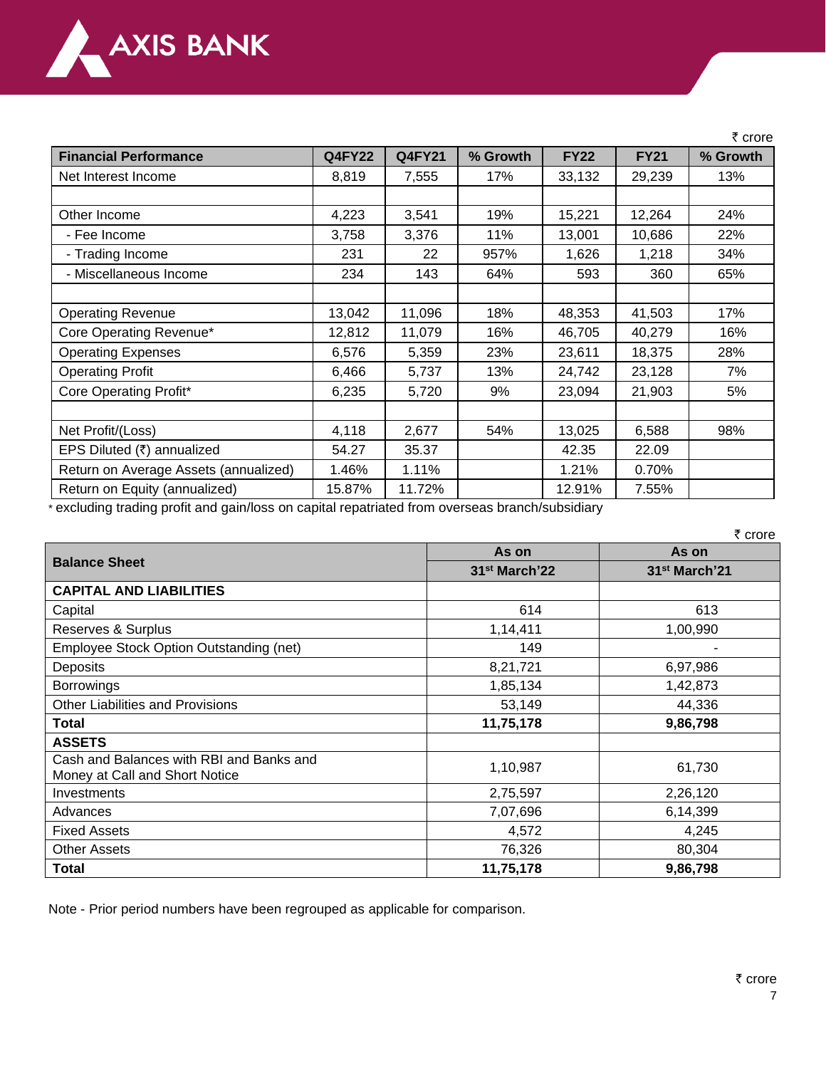₹ crore

| Financial Performance | Q4FY22 | Q4FY21 | % Growth | FY22 | FY21 | % Growth |
|---|---|---|---|---|---|---|
| Net Interest Income | 8,819 | 7,555 | 17% | 33,132 | 29,239 | 13% |
| | | | | | | |
| Other Income | 4,223 | 3,541 | 19% | 15,221 | 12,264 | 24% |
| - Fee Income | 3,758 | 3,376 | 11% | 13,001 | 10,686 | 22% |
| - Trading Income | 231 | 22 | 957% | 1,626 | 1,218 | 34% |
| - Miscellaneous Income | 234 | 143 | 64% | 593 | 360 | 65% |
| | | | | | | |
| Operating Revenue | 13,042 | 11,096 | 18% | 48,353 | 41,503 | 17% |
| Core Operating Revenue* | 12,812 | 11,079 | 16% | 46,705 | 40,279 | 16% |
| Operating Expenses | 6,576 | 5,359 | 23% | 23,611 | 18,375 | 28% |
| Operating Profit | 6,466 | 5,737 | 13% | 24,742 | 23,128 | 7% |
| Core Operating Profit* | 6,235 | 5,720 | 9% | 23,094 | 21,903 | 5% |
| | | | | | | |
| Net Profit/(Loss) | 4,118 | 2,677 | 54% | 13,025 | 6,588 | 98% |
| EPS Diluted (₹) annualized | 54.27 | 35.37 | | 42.35 | 22.09 | |
| Return on Average Assets (annualized) | 1.46% | 1.11% | | 1.21% | 0.70% | |
| Return on Equity (annualized) | 15.87% | 11.72% | | 12.91% | 7.55% | |

* excluding trading profit and gain/loss on capital repatriated from overseas branch/subsidiary

₹ crore

| Balance Sheet | As on 31st March'22 | As on 31st March'21 |
|---|---|---|
| **CAPITAL AND LIABILITIES** | | |
| Capital | 614 | 613 |
| Reserves & Surplus | 1,14,411 | 1,00,990 |
| Employee Stock Option Outstanding (net) | 149 | - |
| Deposits | 8,21,721 | 6,97,986 |
| Borrowings | 1,85,134 | 1,42,873 |
| Other Liabilities and Provisions | 53,149 | 44,336 |
| **Total** | **11,75,178** | **9,86,798** |
| **ASSETS** | | |
| Cash and Balances with RBI and Banks and Money at Call and Short Notice | 1,10,987 | 61,730 |
| Investments | 2,75,597 | 2,26,120 |
| Advances | 7,07,696 | 6,14,399 |
| Fixed Assets | 4,572 | 4,245 |
| Other Assets | 76,326 | 80,304 |
| **Total** | **11,75,178** | **9,86,798** |

Note - Prior period numbers have been regrouped as applicable for comparison.

₹ crore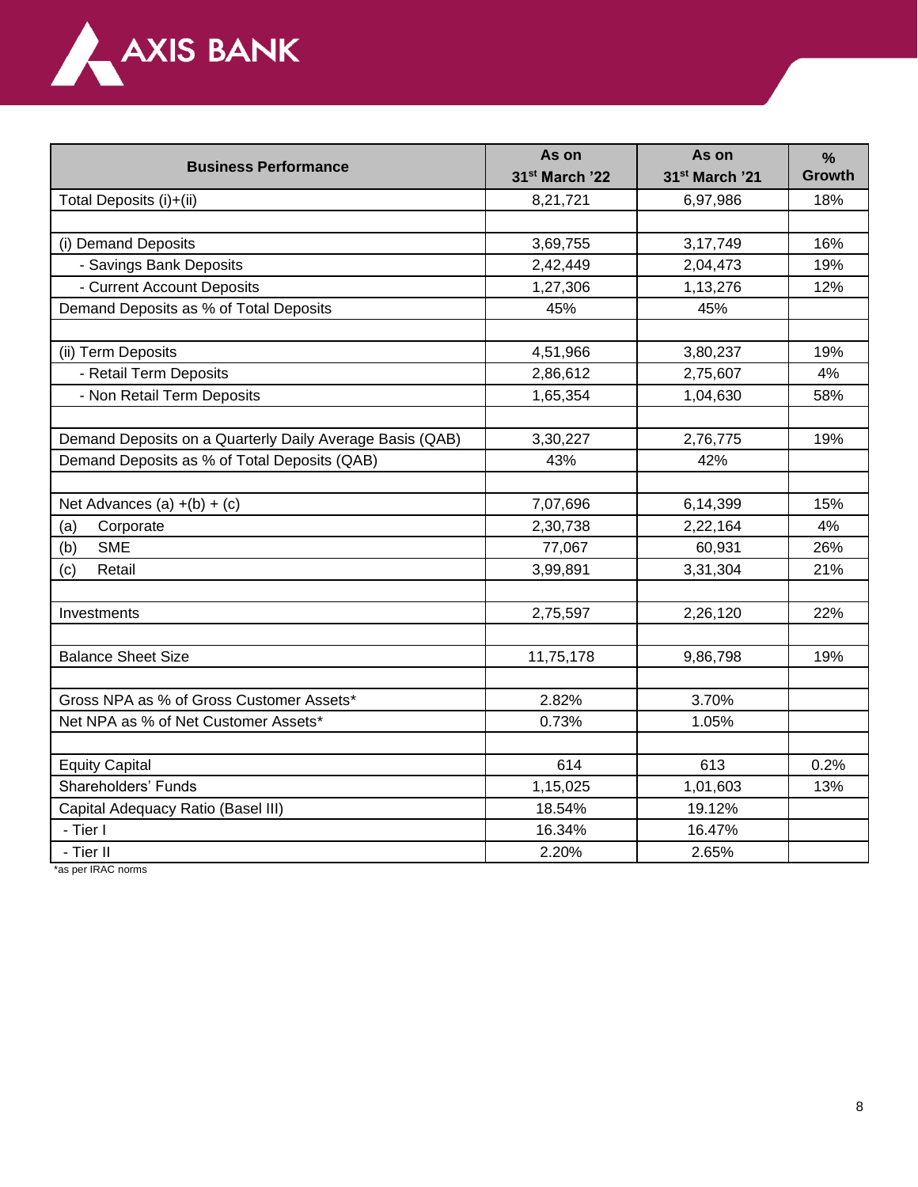| Business Performance | As on 31st March '22 | As on 31st March '21 | % Growth |
|---|---|---|---|
| Total Deposits (i)+(ii) | 8,21,721 | 6,97,986 | 18% |
| | | | |
| (i) Demand Deposits | 3,69,755 | 3,17,749 | 16% |
| - Savings Bank Deposits | 2,42,449 | 2,04,473 | 19% |
| - Current Account Deposits | 1,27,306 | 1,13,276 | 12% |
| Demand Deposits as % of Total Deposits | 45% | 45% | |
| | | | |
| (ii) Term Deposits | 4,51,966 | 3,80,237 | 19% |
| - Retail Term Deposits | 2,86,612 | 2,75,607 | 4% |
| - Non Retail Term Deposits | 1,65,354 | 1,04,630 | 58% |
| | | | |
| Demand Deposits on a Quarterly Daily Average Basis (QAB) | 3,30,227 | 2,76,775 | 19% |
| Demand Deposits as % of Total Deposits (QAB) | 43% | 42% | |
| | | | |
| Net Advances (a) +(b) + (c) | 7,07,696 | 6,14,399 | 15% |
| (a) Corporate | 2,30,738 | 2,22,164 | 4% |
| (b) SME | 77,067 | 60,931 | 26% |
| (c) Retail | 3,99,891 | 3,31,304 | 21% |
| | | | |
| Investments | 2,75,597 | 2,26,120 | 22% |
| | | | |
| Balance Sheet Size | 11,75,178 | 9,86,798 | 19% |
| | | | |
| Gross NPA as % of Gross Customer Assets* | 2.82% | 3.70% | |
| Net NPA as % of Net Customer Assets* | 0.73% | 1.05% | |
| | | | |
| Equity Capital | 614 | 613 | 0.2% |
| Shareholders' Funds | 1,15,025 | 1,01,603 | 13% |
| Capital Adequacy Ratio (Basel III) | 18.54% | 19.12% | |
| - Tier I | 16.34% | 16.47% | |
| - Tier II | 2.20% | 2.65% | |

*as per IRAC norms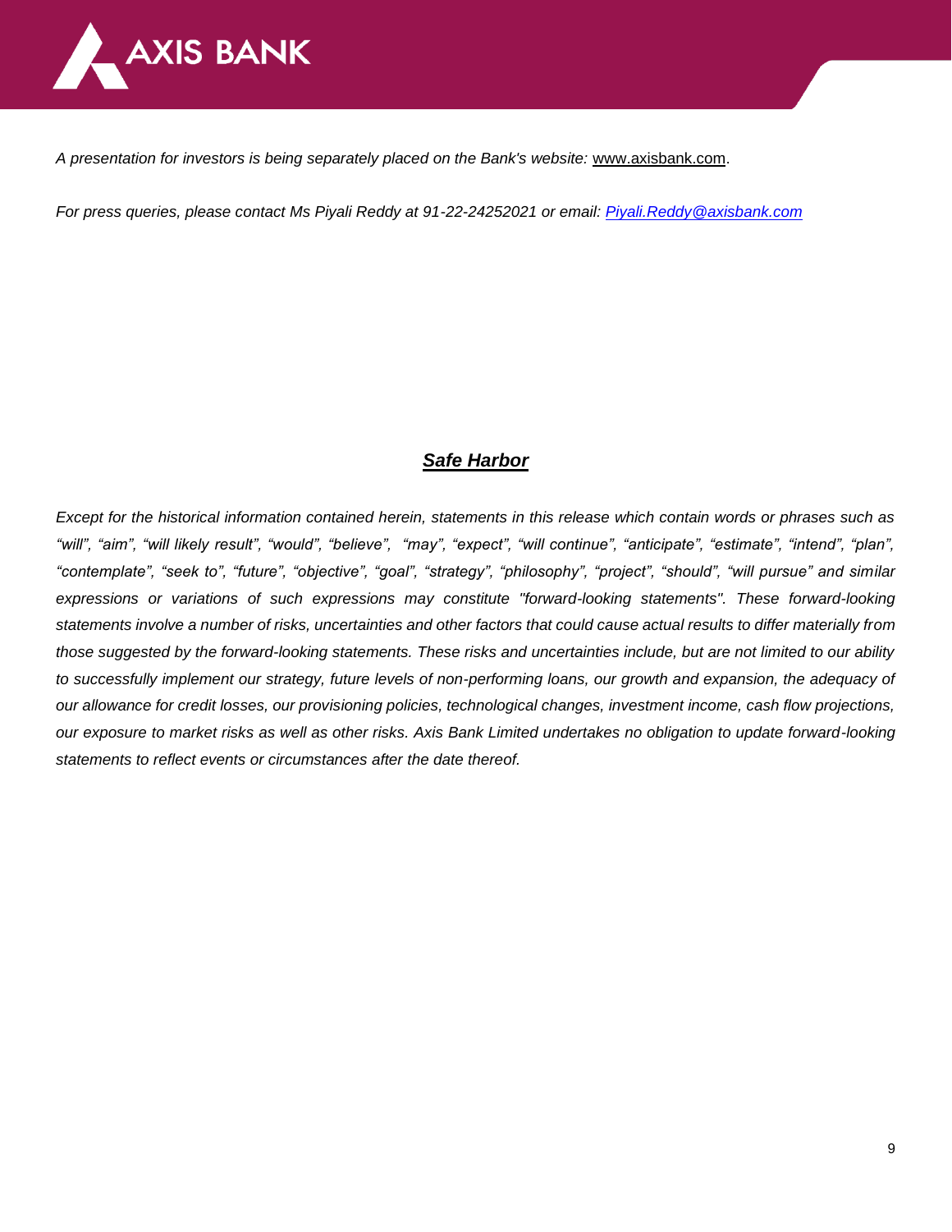*A presentation for investors is being separately placed on the Bank's website:* www.axisbank.com.

*For press queries, please contact Ms Piyali Reddy at 91-22-24252021 or email: Piyali.Reddy@axisbank.com*

## ***Safe Harbor***

*Except for the historical information contained herein, statements in this release which contain words or phrases such as "will", "aim", "will likely result", "would", "believe", "may", "expect", "will continue", "anticipate", "estimate", "intend", "plan", "contemplate", "seek to", "future", "objective", "goal", "strategy", "philosophy", "project", "should", "will pursue" and similar expressions or variations of such expressions may constitute "forward-looking statements". These forward-looking statements involve a number of risks, uncertainties and other factors that could cause actual results to differ materially from those suggested by the forward-looking statements. These risks and uncertainties include, but are not limited to our ability to successfully implement our strategy, future levels of non-performing loans, our growth and expansion, the adequacy of our allowance for credit losses, our provisioning policies, technological changes, investment income, cash flow projections, our exposure to market risks as well as other risks. Axis Bank Limited undertakes no obligation to update forward-looking statements to reflect events or circumstances after the date thereof.*